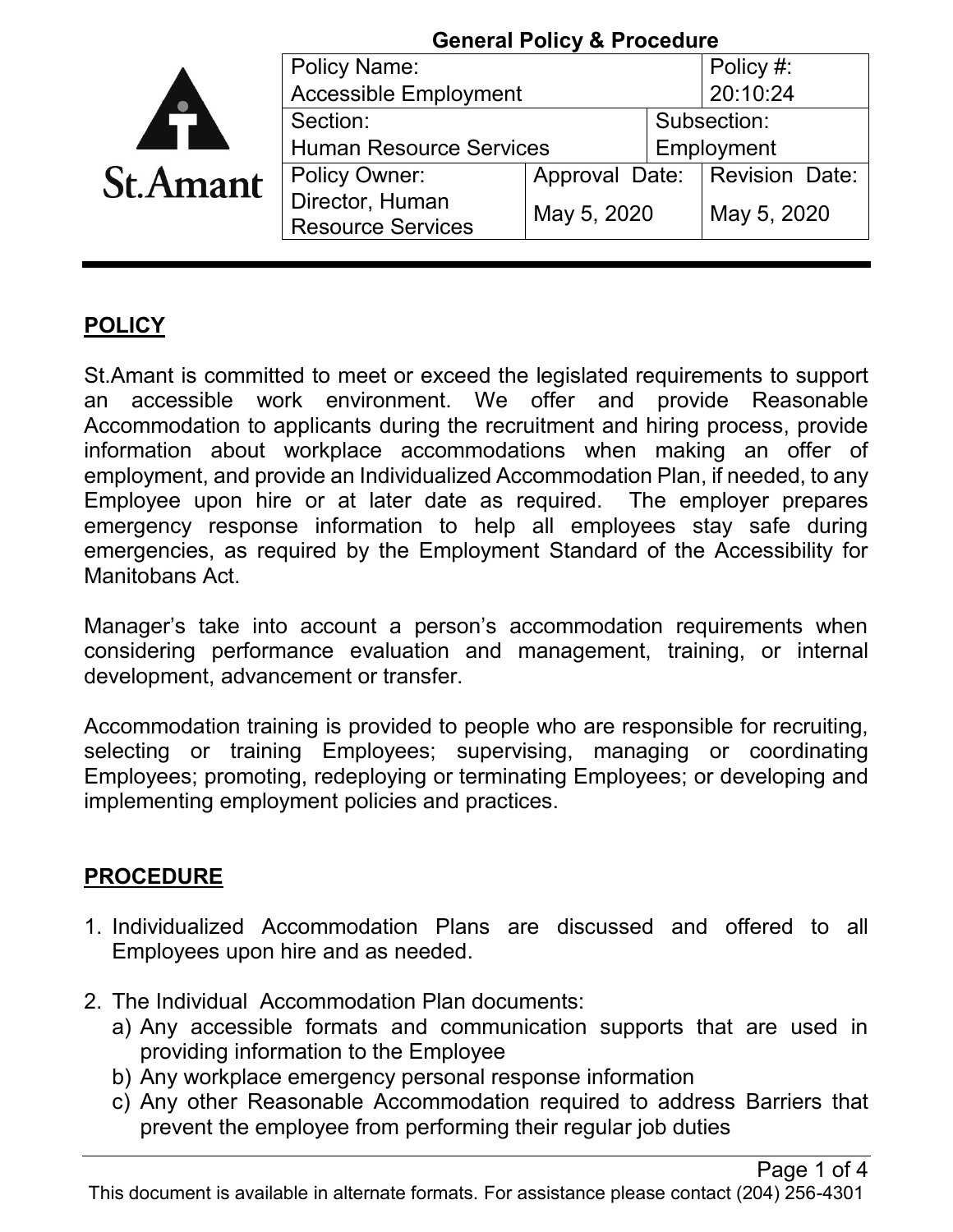**General Policy & Procedure**

| Policy Name: Accessible Employment | | | Policy #: 20:10:24 |
|---|---|---|---|
| Section: Human Resource Services | | Subsection: Employment | |
| Policy Owner: Director, Human Resource Services | Approval Date: May 5, 2020 | | Revision Date: May 5, 2020 |

St.Amant

## POLICY

St.Amant is committed to meet or exceed the legislated requirements to support an accessible work environment. We offer and provide Reasonable Accommodation to applicants during the recruitment and hiring process, provide information about workplace accommodations when making an offer of employment, and provide an Individualized Accommodation Plan, if needed, to any Employee upon hire or at later date as required. The employer prepares emergency response information to help all employees stay safe during emergencies, as required by the Employment Standard of the Accessibility for Manitobans Act.

Manager's take into account a person's accommodation requirements when considering performance evaluation and management, training, or internal development, advancement or transfer.

Accommodation training is provided to people who are responsible for recruiting, selecting or training Employees; supervising, managing or coordinating Employees; promoting, redeploying or terminating Employees; or developing and implementing employment policies and practices.

## PROCEDURE

1. Individualized Accommodation Plans are discussed and offered to all Employees upon hire and as needed.
2. The Individual Accommodation Plan documents:
   a) Any accessible formats and communication supports that are used in providing information to the Employee
   b) Any workplace emergency personal response information
   c) Any other Reasonable Accommodation required to address Barriers that prevent the employee from performing their regular job duties

This document is available in alternate formats. For assistance please contact (204) 256-4301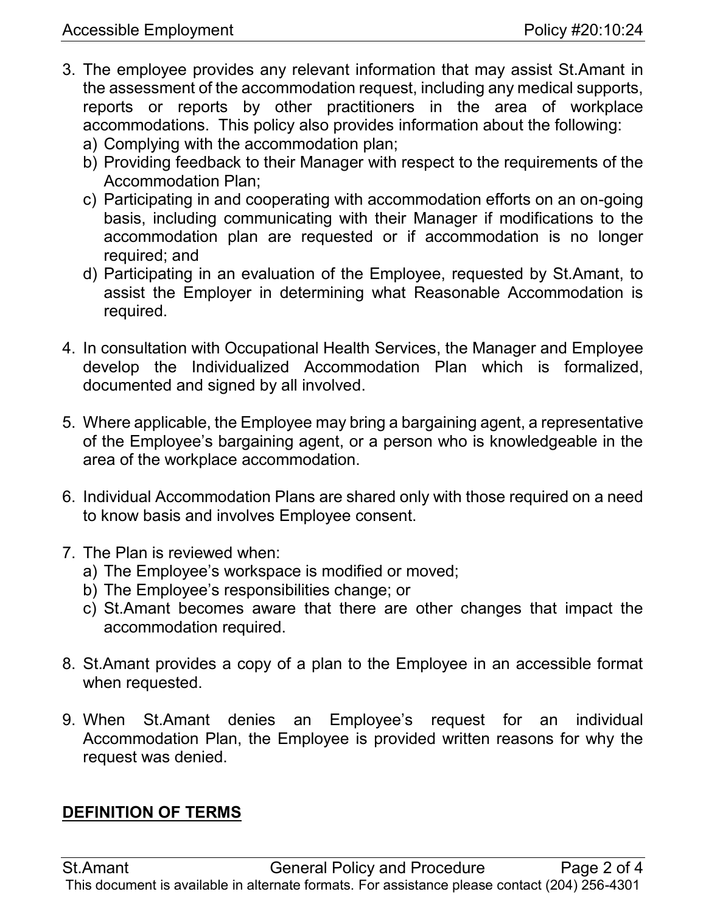3. The employee provides any relevant information that may assist St.Amant in the assessment of the accommodation request, including any medical supports, reports or reports by other practitioners in the area of workplace accommodations. This policy also provides information about the following:
   a) Complying with the accommodation plan;
   b) Providing feedback to their Manager with respect to the requirements of the Accommodation Plan;
   c) Participating in and cooperating with accommodation efforts on an on-going basis, including communicating with their Manager if modifications to the accommodation plan are requested or if accommodation is no longer required; and
   d) Participating in an evaluation of the Employee, requested by St.Amant, to assist the Employer in determining what Reasonable Accommodation is required.

4. In consultation with Occupational Health Services, the Manager and Employee develop the Individualized Accommodation Plan which is formalized, documented and signed by all involved.

5. Where applicable, the Employee may bring a bargaining agent, a representative of the Employee's bargaining agent, or a person who is knowledgeable in the area of the workplace accommodation.

6. Individual Accommodation Plans are shared only with those required on a need to know basis and involves Employee consent.

7. The Plan is reviewed when:
   a) The Employee's workspace is modified or moved;
   b) The Employee's responsibilities change; or
   c) St.Amant becomes aware that there are other changes that impact the accommodation required.

8. St.Amant provides a copy of a plan to the Employee in an accessible format when requested.

9. When St.Amant denies an Employee's request for an individual Accommodation Plan, the Employee is provided written reasons for why the request was denied.

## **DEFINITION OF TERMS**

This document is available in alternate formats. For assistance please contact (204) 256-4301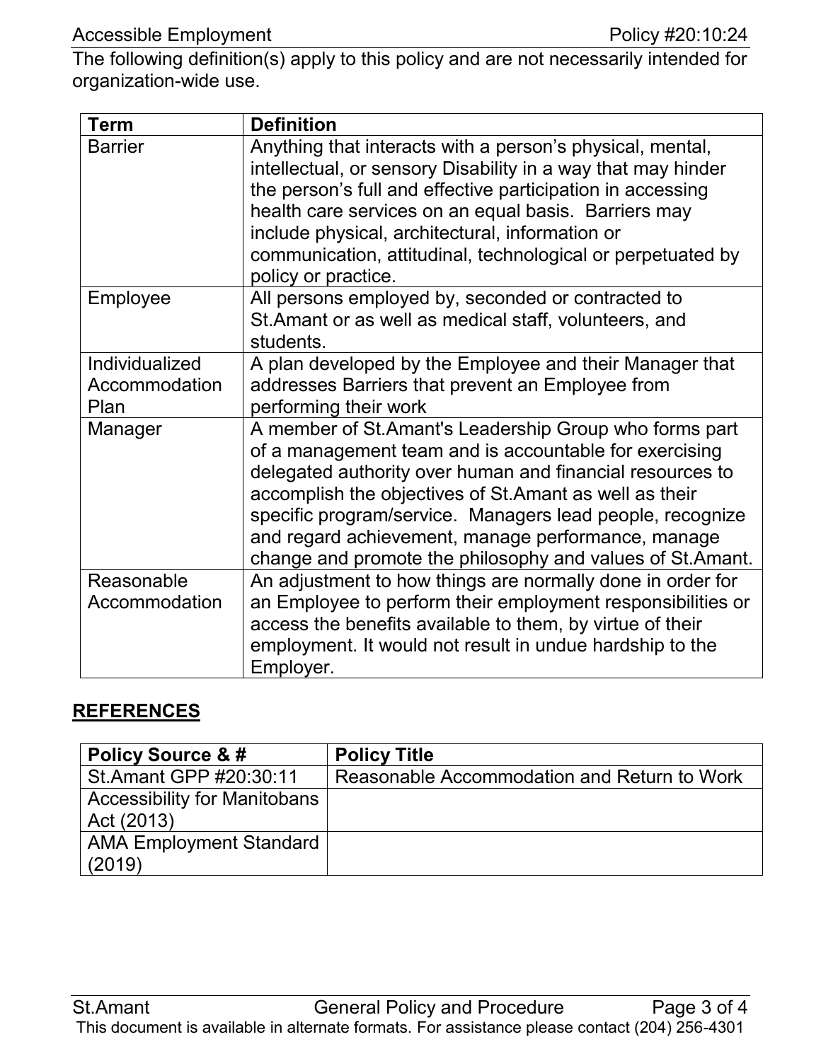The following definition(s) apply to this policy and are not necessarily intended for organization-wide use.

| Term | Definition |
| --- | --- |
| Barrier | Anything that interacts with a person's physical, mental, intellectual, or sensory Disability in a way that may hinder the person's full and effective participation in accessing health care services on an equal basis. Barriers may include physical, architectural, information or communication, attitudinal, technological or perpetuated by policy or practice. |
| Employee | All persons employed by, seconded or contracted to St.Amant or as well as medical staff, volunteers, and students. |
| Individualized Accommodation Plan | A plan developed by the Employee and their Manager that addresses Barriers that prevent an Employee from performing their work |
| Manager | A member of St.Amant's Leadership Group who forms part of a management team and is accountable for exercising delegated authority over human and financial resources to accomplish the objectives of St.Amant as well as their specific program/service. Managers lead people, recognize and regard achievement, manage performance, manage change and promote the philosophy and values of St.Amant. |
| Reasonable Accommodation | An adjustment to how things are normally done in order for an Employee to perform their employment responsibilities or access the benefits available to them, by virtue of their employment. It would not result in undue hardship to the Employer. |

## REFERENCES

| Policy Source & # | Policy Title |
| --- | --- |
| St.Amant GPP #20:30:11 | Reasonable Accommodation and Return to Work |
| Accessibility for Manitobans Act (2013) | |
| AMA Employment Standard (2019) | |